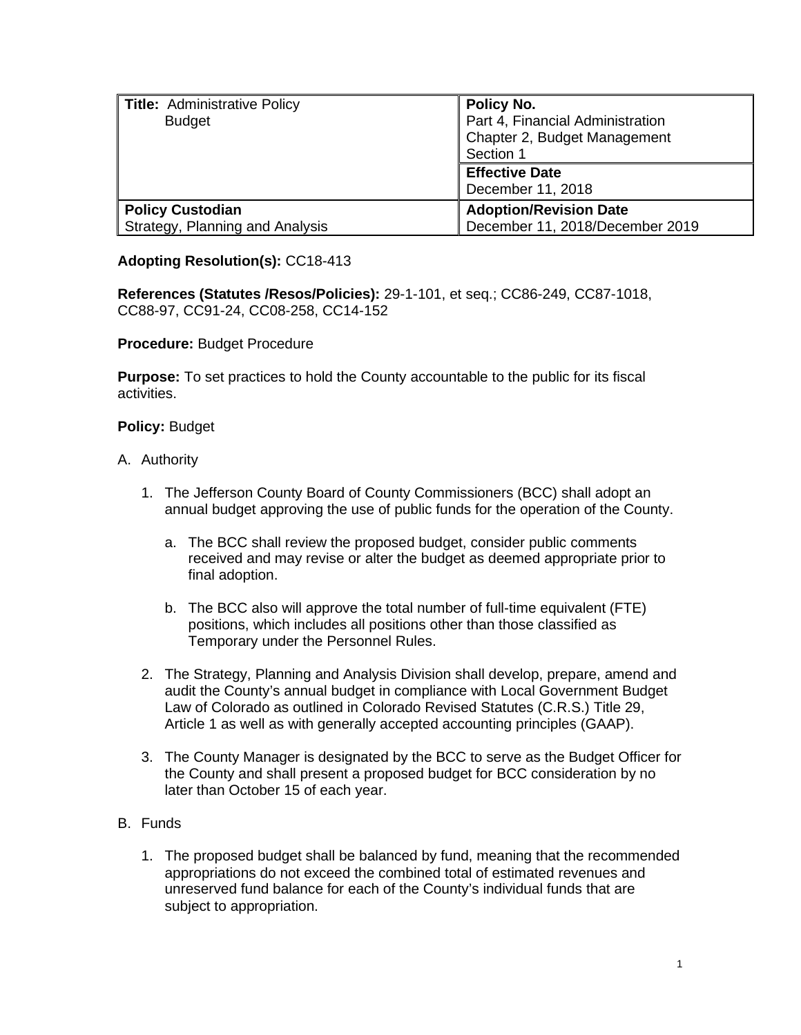| **Title:** Administrative Policy Budget | **Policy No.** Part 4, Financial Administration Chapter 2, Budget Management Section 1 |
| --- | --- |
| | **Effective Date** December 11, 2018 |
| **Policy Custodian** Strategy, Planning and Analysis | **Adoption/Revision Date** December 11, 2018/December 2019 |

**Adopting Resolution(s):** CC18-413

**References (Statutes /Resos/Policies):** 29-1-101, et seq.; CC86-249, CC87-1018, CC88-97, CC91-24, CC08-258, CC14-152

**Procedure:** Budget Procedure

**Purpose:** To set practices to hold the County accountable to the public for its fiscal activities.

**Policy:** Budget

A. Authority

1. The Jefferson County Board of County Commissioners (BCC) shall adopt an annual budget approving the use of public funds for the operation of the County.

    a. The BCC shall review the proposed budget, consider public comments received and may revise or alter the budget as deemed appropriate prior to final adoption.

    b. The BCC also will approve the total number of full-time equivalent (FTE) positions, which includes all positions other than those classified as Temporary under the Personnel Rules.

2. The Strategy, Planning and Analysis Division shall develop, prepare, amend and audit the County's annual budget in compliance with Local Government Budget Law of Colorado as outlined in Colorado Revised Statutes (C.R.S.) Title 29, Article 1 as well as with generally accepted accounting principles (GAAP).

3. The County Manager is designated by the BCC to serve as the Budget Officer for the County and shall present a proposed budget for BCC consideration by no later than October 15 of each year.

B. Funds

1. The proposed budget shall be balanced by fund, meaning that the recommended appropriations do not exceed the combined total of estimated revenues and unreserved fund balance for each of the County's individual funds that are subject to appropriation.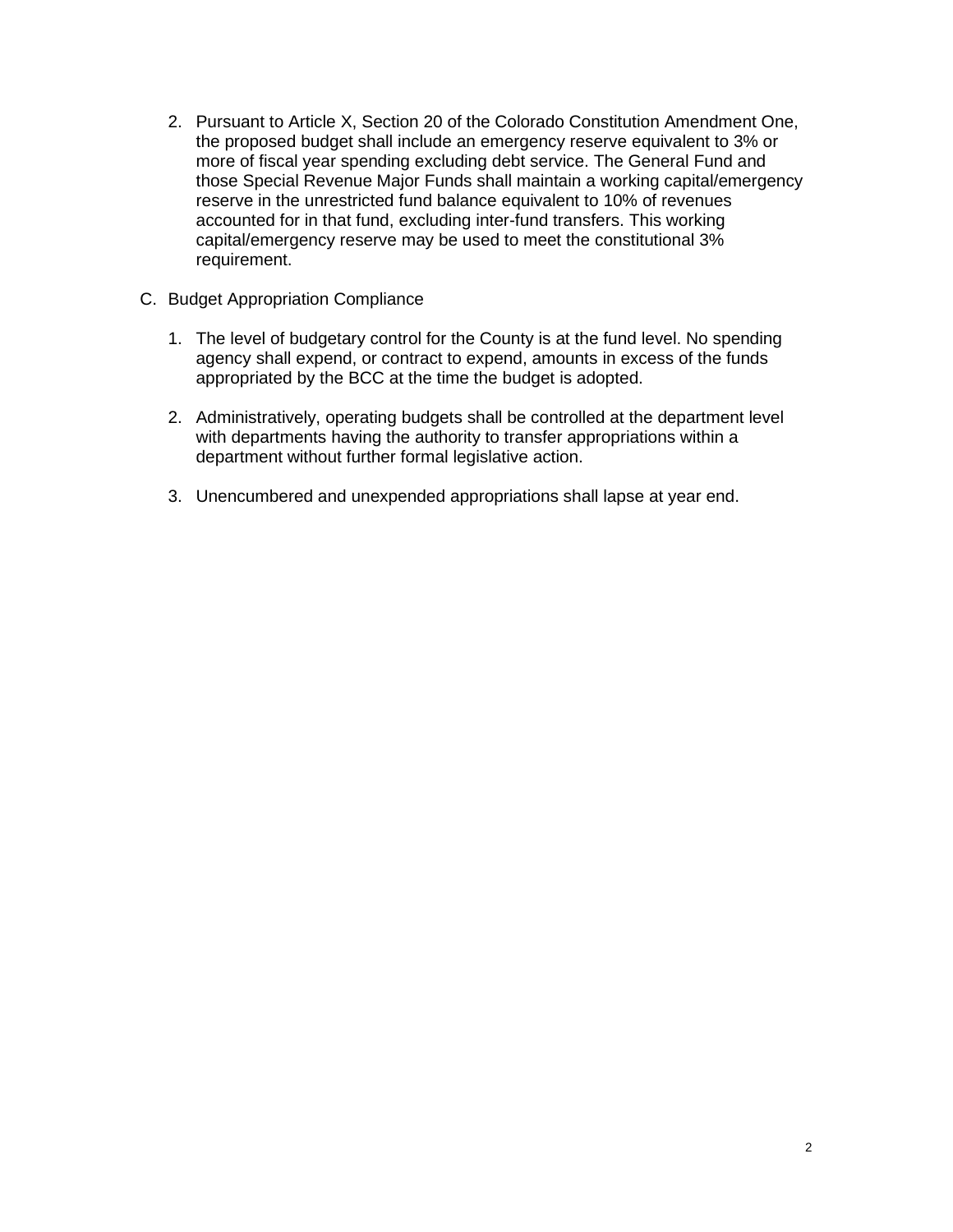2. Pursuant to Article X, Section 20 of the Colorado Constitution Amendment One, the proposed budget shall include an emergency reserve equivalent to 3% or more of fiscal year spending excluding debt service. The General Fund and those Special Revenue Major Funds shall maintain a working capital/emergency reserve in the unrestricted fund balance equivalent to 10% of revenues accounted for in that fund, excluding inter-fund transfers. This working capital/emergency reserve may be used to meet the constitutional 3% requirement.

C. Budget Appropriation Compliance

1. The level of budgetary control for the County is at the fund level. No spending agency shall expend, or contract to expend, amounts in excess of the funds appropriated by the BCC at the time the budget is adopted.

2. Administratively, operating budgets shall be controlled at the department level with departments having the authority to transfer appropriations within a department without further formal legislative action.

3. Unencumbered and unexpended appropriations shall lapse at year end.